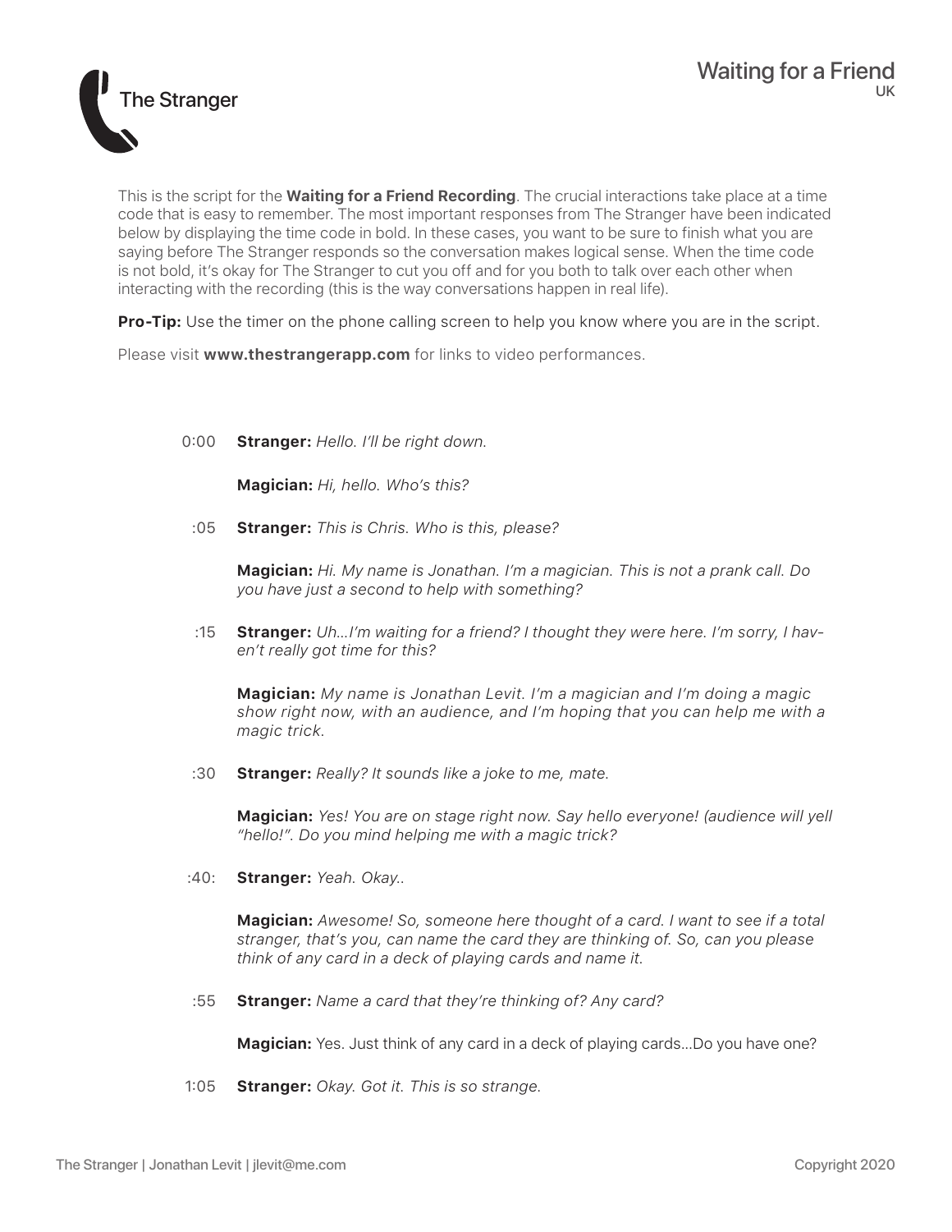# The Stranger

## Waiting for a Friend
UK

This is the script for the **Waiting for a Friend Recording**. The crucial interactions take place at a time code that is easy to remember. The most important responses from The Stranger have been indicated below by displaying the time code in bold. In these cases, you want to be sure to finish what you are saying before The Stranger responds so the conversation makes logical sense. When the time code is not bold, it's okay for The Stranger to cut you off and for you both to talk over each other when interacting with the recording (this is the way conversations happen in real life).

**Pro-Tip:** Use the timer on the phone calling screen to help you know where you are in the script.

Please visit **www.thestrangerapp.com** for links to video performances.

0:00 **Stranger:** *Hello. I'll be right down.*

**Magician:** *Hi, hello. Who's this?*

:05 **Stranger:** *This is Chris. Who is this, please?*

**Magician:** *Hi. My name is Jonathan. I'm a magician. This is not a prank call. Do you have just a second to help with something?*

:15 **Stranger:** *Uh...I'm waiting for a friend? I thought they were here. I'm sorry, I haven't really got time for this?*

**Magician:** *My name is Jonathan Levit. I'm a magician and I'm doing a magic show right now, with an audience, and I'm hoping that you can help me with a magic trick.*

:30 **Stranger:** *Really? It sounds like a joke to me, mate.*

**Magician:** *Yes! You are on stage right now. Say hello everyone! (audience will yell "hello!". Do you mind helping me with a magic trick?*

:40: **Stranger:** *Yeah. Okay..*

**Magician:** *Awesome! So, someone here thought of a card. I want to see if a total stranger, that's you, can name the card they are thinking of. So, can you please think of any card in a deck of playing cards and name it.*

:55 **Stranger:** *Name a card that they're thinking of? Any card?*

**Magician:** Yes. Just think of any card in a deck of playing cards...Do you have one?

1:05 **Stranger:** *Okay. Got it. This is so strange.*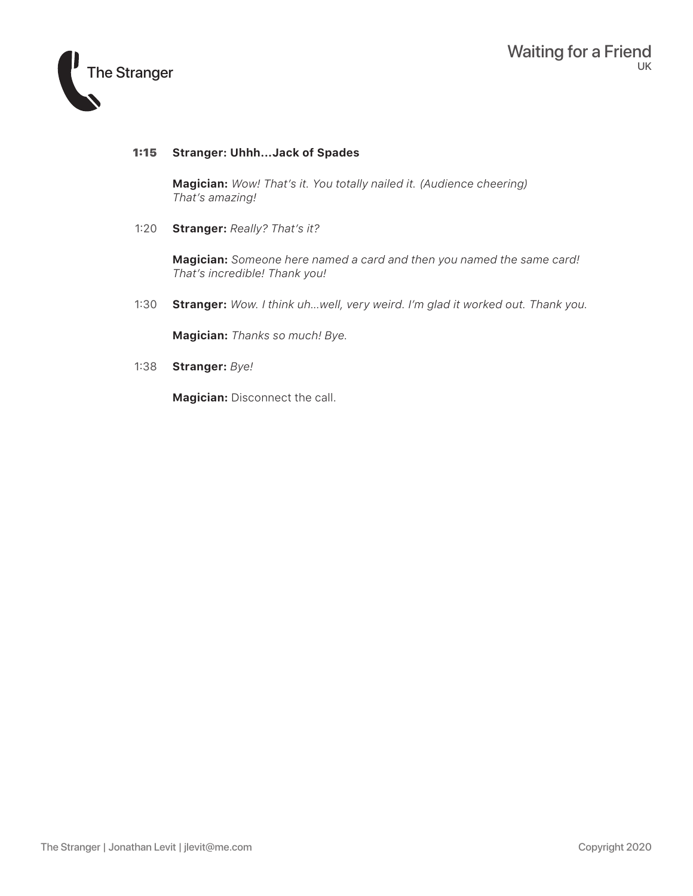**1:15** **Stranger: Uhhh…Jack of Spades**

**Magician:** *Wow! That's it. You totally nailed it. (Audience cheering) That's amazing!*

1:20 **Stranger:** *Really? That's it?*

**Magician:** *Someone here named a card and then you named the same card! That's incredible! Thank you!*

1:30 **Stranger:** *Wow. I think uh…well, very weird. I'm glad it worked out. Thank you.*

**Magician:** *Thanks so much! Bye.*

1:38 **Stranger:** *Bye!*

**Magician:** Disconnect the call.